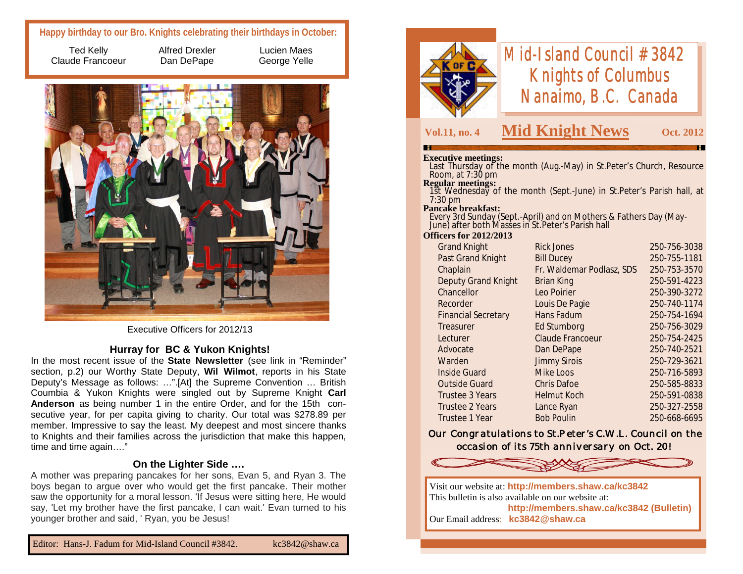**Happy birthday to our Bro. Knights celebrating their birthdays in October:**

| | | |
|---|---|---|
| Ted Kelly | Alfred Drexler | Lucien Maes |
| Claude Francoeur | Dan DePape | George Yelle |

Executive Officers for 2012/13

### Hurray for BC & Yukon Knights!

In the most recent issue of the **State Newsletter** (see link in "Reminder" section, p.2) our Worthy State Deputy, **Wil Wilmot**, reports in his State Deputy's Message as follows: …".[At] the Supreme Convention … British Coumbia & Yukon Knights were singled out by Supreme Knight **Carl Anderson** as being number 1 in the entire Order, and for the 15th consecutive year, for per capita giving to charity. Our total was $278.89 per member. Impressive to say the least. My deepest and most sincere thanks to Knights and their families across the jurisdiction that make this happen, time and time again…."

### On the Lighter Side ….

A mother was preparing pancakes for her sons, Evan 5, and Ryan 3. The boys began to argue over who would get the first pancake. Their mother saw the opportunity for a moral lesson. 'If Jesus were sitting here, He would say, 'Let my brother have the first pancake, I can wait.' Evan turned to his younger brother and said, ' Ryan, you be Jesus!

Editor: Hans-J. Fadum for Mid-Island Council #3842. kc3842@shaw.ca

# Mid-Island Council #3842 Knights of Columbus Nanaimo, B.C. Canada

**Vol.11, no. 4** — **Mid Knight News** — **Oct. 2012**

**Executive meetings:**
Last Thursday of the month (Aug.-May) in St.Peter's Church, Resource Room, at 7:30 pm

**Regular meetings:**
1st Wednesday of the month (Sept.-June) in St.Peter's Parish hall, at 7:30 pm

**Pancake breakfast:**
Every 3rd Sunday (Sept.-April) and on Mothers & Fathers Day (May-June) after both Masses in St.Peter's Parish hall

**Officers for 2012/2013**

| Office | Name | Phone |
|---|---|---|
| Grand Knight | Rick Jones | 250-756-3038 |
| Past Grand Knight | Bill Ducey | 250-755-1181 |
| Chaplain | Fr. Waldemar Podlasz, SDS | 250-753-3570 |
| Deputy Grand Knight | Brian King | 250-591-4223 |
| Chancellor | Leo Poirier | 250-390-3272 |
| Recorder | Louis De Pagie | 250-740-1174 |
| Financial Secretary | Hans Fadum | 250-754-1694 |
| Treasurer | Ed Stumborg | 250-756-3029 |
| Lecturer | Claude Francoeur | 250-754-2425 |
| Advocate | Dan DePape | 250-740-2521 |
| Warden | Jimmy Sirois | 250-729-3621 |
| Inside Guard | Mike Loos | 250-716-5893 |
| Outside Guard | Chris Dafoe | 250-585-8833 |
| Trustee 3 Years | Helmut Koch | 250-591-0838 |
| Trustee 2 Years | Lance Ryan | 250-327-2558 |
| Trustee 1 Year | Bob Poulin | 250-668-6695 |

*Our Congratulations to St.Peter's C.W.L. Council on the occasion of its 75th anniversary on Oct. 20!*

Visit our website at: **http://members.shaw.ca/kc3842**
This bulletin is also available on our website at:
**http://members.shaw.ca/kc3842 (Bulletin)**
Our Email address: **kc3842@shaw.ca**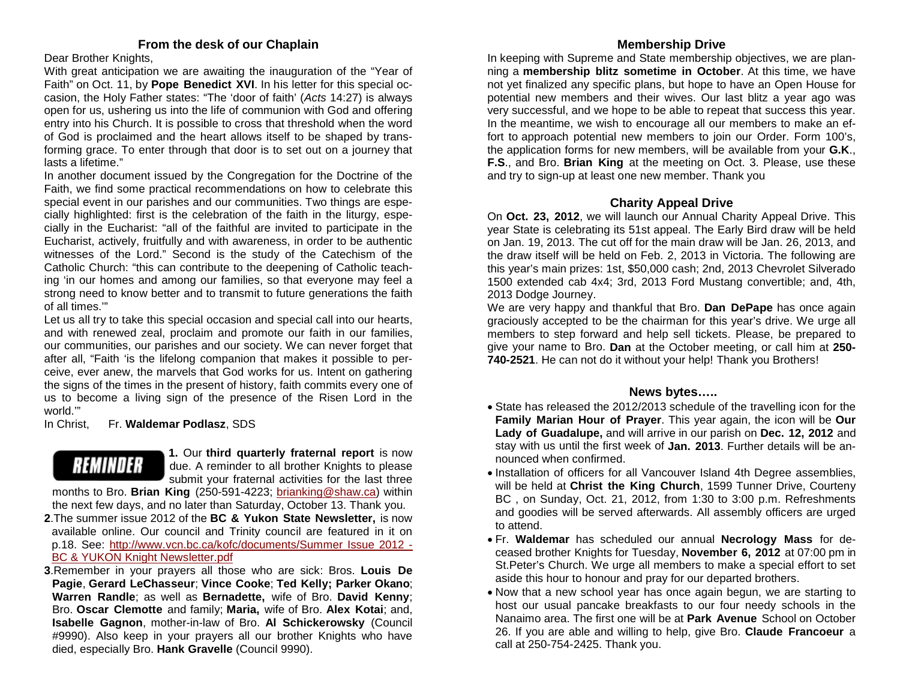## From the desk of our Chaplain

Dear Brother Knights,

With great anticipation we are awaiting the inauguration of the "Year of Faith" on Oct. 11, by **Pope Benedict XVI**. In his letter for this special occasion, the Holy Father states: "The 'door of faith' (*Acts* 14:27) is always open for us, ushering us into the life of communion with God and offering entry into his Church. It is possible to cross that threshold when the word of God is proclaimed and the heart allows itself to be shaped by transforming grace. To enter through that door is to set out on a journey that lasts a lifetime."

In another document issued by the Congregation for the Doctrine of the Faith, we find some practical recommendations on how to celebrate this special event in our parishes and our communities. Two things are especially highlighted: first is the celebration of the faith in the liturgy, especially in the Eucharist: "all of the faithful are invited to participate in the Eucharist, actively, fruitfully and with awareness, in order to be authentic witnesses of the Lord." Second is the study of the Catechism of the Catholic Church: "this can contribute to the deepening of Catholic teaching 'in our homes and among our families, so that everyone may feel a strong need to know better and to transmit to future generations the faith of all times.'"

Let us all try to take this special occasion and special call into our hearts, and with renewed zeal, proclaim and promote our faith in our families, our communities, our parishes and our society. We can never forget that after all, "Faith 'is the lifelong companion that makes it possible to perceive, ever anew, the marvels that God works for us. Intent on gathering the signs of the times in the present of history, faith commits every one of us to become a living sign of the presence of the Risen Lord in the world.'"

In Christ, Fr. **Waldemar Podlasz**, SDS

**REMINDER**

1. Our **third quarterly fraternal report** is now due. A reminder to all brother Knights to please submit your fraternal activities for the last three months to Bro. **Brian King** (250-591-4223; brianking@shaw.ca) within the next few days, and no later than Saturday, October 13. Thank you.
2. The summer issue 2012 of the **BC & Yukon State Newsletter,** is now available online. Our council and Trinity council are featured in it on p.18. See: http://www.vcn.bc.ca/kofc/documents/Summer Issue 2012 - BC & YUKON Knight Newsletter.pdf
3. Remember in your prayers all those who are sick: Bros. **Louis De Pagie**, **Gerard LeChasseur**; **Vince Cooke**; **Ted Kelly; Parker Okano**; **Warren Randle**; as well as **Bernadette,** wife of Bro. **David Kenny**; Bro. **Oscar Clemotte** and family; **Maria,** wife of Bro. **Alex Kotai**; and, **Isabelle Gagnon**, mother-in-law of Bro. **Al Schickerowsky** (Council #9990). Also keep in your prayers all our brother Knights who have died, especially Bro. **Hank Gravelle** (Council 9990).

## Membership Drive

In keeping with Supreme and State membership objectives, we are planning a **membership blitz sometime in October**. At this time, we have not yet finalized any specific plans, but hope to have an Open House for potential new members and their wives. Our last blitz a year ago was very successful, and we hope to be able to repeat that success this year. In the meantime, we wish to encourage all our members to make an effort to approach potential new members to join our Order. Form 100's, the application forms for new members, will be available from your **G.K**., **F.S**., and Bro. **Brian King** at the meeting on Oct. 3. Please, use these and try to sign-up at least one new member. Thank you

## Charity Appeal Drive

On **Oct. 23, 2012**, we will launch our Annual Charity Appeal Drive. This year State is celebrating its 51st appeal. The Early Bird draw will be held on Jan. 19, 2013. The cut off for the main draw will be Jan. 26, 2013, and the draw itself will be held on Feb. 2, 2013 in Victoria. The following are this year's main prizes: 1st, $50,000 cash; 2nd, 2013 Chevrolet Silverado 1500 extended cab 4x4; 3rd, 2013 Ford Mustang convertible; and, 4th, 2013 Dodge Journey.

We are very happy and thankful that Bro. **Dan DePape** has once again graciously accepted to be the chairman for this year's drive. We urge all members to step forward and help sell tickets. Please, be prepared to give your name to Bro. **Dan** at the October meeting, or call him at **250-740-2521**. He can not do it without your help! Thank you Brothers!

## News bytes…..

- State has released the 2012/2013 schedule of the travelling icon for the **Family Marian Hour of Prayer**. This year again, the icon will be **Our Lady of Guadalupe,** and will arrive in our parish on **Dec. 12, 2012** and stay with us until the first week of **Jan. 2013**. Further details will be announced when confirmed.
- Installation of officers for all Vancouver Island 4th Degree assemblies, will be held at **Christ the King Church**, 1599 Tunner Drive, Courteny BC , on Sunday, Oct. 21, 2012, from 1:30 to 3:00 p.m. Refreshments and goodies will be served afterwards. All assembly officers are urged to attend.
- Fr. **Waldemar** has scheduled our annual **Necrology Mass** for deceased brother Knights for Tuesday, **November 6, 2012** at 07:00 pm in St.Peter's Church. We urge all members to make a special effort to set aside this hour to honour and pray for our departed brothers.
- Now that a new school year has once again begun, we are starting to host our usual pancake breakfasts to our four needy schools in the Nanaimo area. The first one will be at **Park Avenue** School on October 26. If you are able and willing to help, give Bro. **Claude Francoeur** a call at 250-754-2425. Thank you.